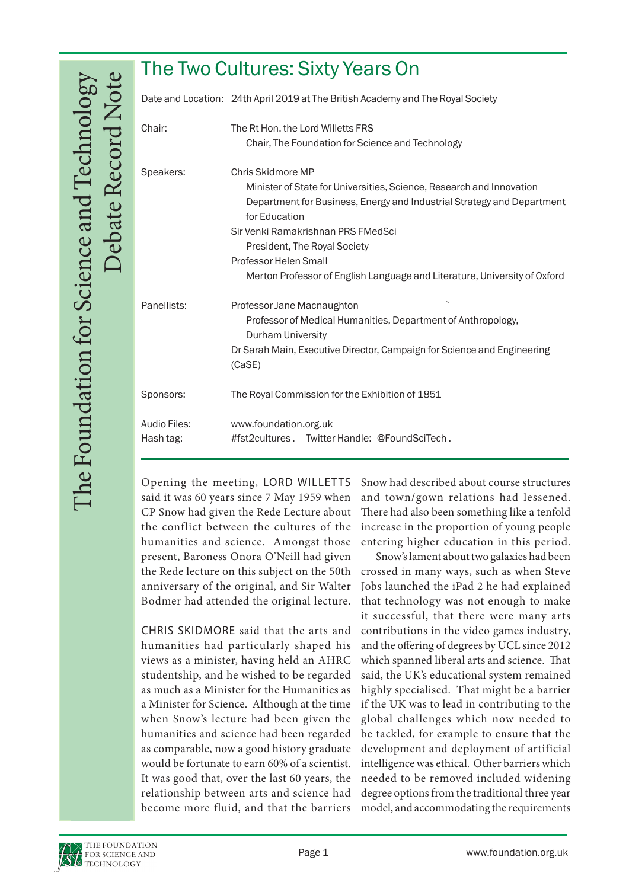# The Two Cultures: Sixty Years On

| | |
|---|---|
| Date and Location: | 24th April 2019 at The British Academy and The Royal Society |
| Chair: | The Rt Hon. the Lord Willetts FRS<br>Chair, The Foundation for Science and Technology |
| Speakers: | Chris Skidmore MP<br>Minister of State for Universities, Science, Research and Innovation<br>Department for Business, Energy and Industrial Strategy and Department for Education<br>Sir Venki Ramakrishnan PRS FMedSci<br>President, The Royal Society<br>Professor Helen Small<br>Merton Professor of English Language and Literature, University of Oxford |
| Panellists: | Professor Jane Macnaughton<br>Professor of Medical Humanities, Department of Anthropology, Durham University<br>Dr Sarah Main, Executive Director, Campaign for Science and Engineering (CaSE) |
| Sponsors: | The Royal Commission for the Exhibition of 1851 |
| Audio Files: | www.foundation.org.uk |
| Hash tag: | #fst2cultures. Twitter Handle: @FoundSciTech. |

Opening the meeting, LORD WILLETTS said it was 60 years since 7 May 1959 when CP Snow had given the Rede Lecture about the conflict between the cultures of the humanities and science. Amongst those present, Baroness Onora O'Neill had given the Rede lecture on this subject on the 50th anniversary of the original, and Sir Walter Bodmer had attended the original lecture.

CHRIS SKIDMORE said that the arts and humanities had particularly shaped his views as a minister, having held an AHRC studentship, and he wished to be regarded as much as a Minister for the Humanities as a Minister for Science. Although at the time when Snow's lecture had been given the humanities and science had been regarded as comparable, now a good history graduate would be fortunate to earn 60% of a scientist. It was good that, over the last 60 years, the relationship between arts and science had become more fluid, and that the barriers Snow had described about course structures and town/gown relations had lessened. There had also been something like a tenfold increase in the proportion of young people entering higher education in this period.

Snow's lament about two galaxies had been crossed in many ways, such as when Steve Jobs launched the iPad 2 he had explained that technology was not enough to make it successful, that there were many arts contributions in the video games industry, and the offering of degrees by UCL since 2012 which spanned liberal arts and science. That said, the UK's educational system remained highly specialised. That might be a barrier if the UK was to lead in contributing to the global challenges which now needed to be tackled, for example to ensure that the development and deployment of artificial intelligence was ethical. Other barriers which needed to be removed included widening degree options from the traditional three year model, and accommodating the requirements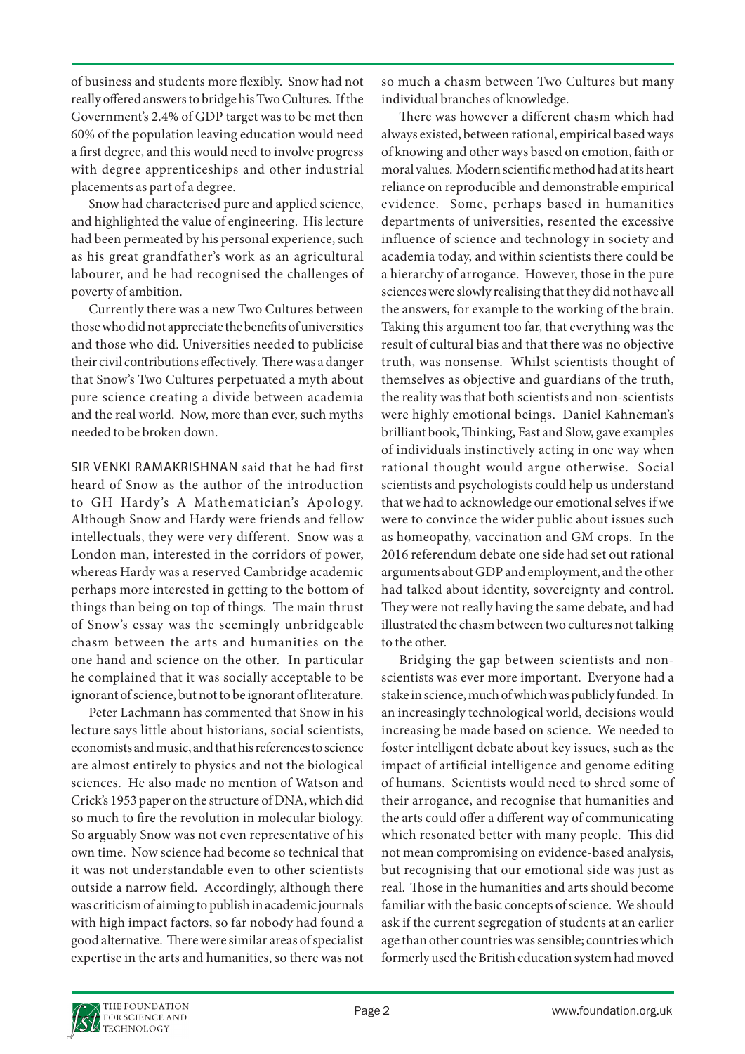of business and students more flexibly. Snow had not really offered answers to bridge his Two Cultures. If the Government's 2.4% of GDP target was to be met then 60% of the population leaving education would need a first degree, and this would need to involve progress with degree apprenticeships and other industrial placements as part of a degree.

Snow had characterised pure and applied science, and highlighted the value of engineering. His lecture had been permeated by his personal experience, such as his great grandfather's work as an agricultural labourer, and he had recognised the challenges of poverty of ambition.

Currently there was a new Two Cultures between those who did not appreciate the benefits of universities and those who did. Universities needed to publicise their civil contributions effectively. There was a danger that Snow's Two Cultures perpetuated a myth about pure science creating a divide between academia and the real world. Now, more than ever, such myths needed to be broken down.

SIR VENKI RAMAKRISHNAN said that he had first heard of Snow as the author of the introduction to GH Hardy's A Mathematician's Apology. Although Snow and Hardy were friends and fellow intellectuals, they were very different. Snow was a London man, interested in the corridors of power, whereas Hardy was a reserved Cambridge academic perhaps more interested in getting to the bottom of things than being on top of things. The main thrust of Snow's essay was the seemingly unbridgeable chasm between the arts and humanities on the one hand and science on the other. In particular he complained that it was socially acceptable to be ignorant of science, but not to be ignorant of literature.

Peter Lachmann has commented that Snow in his lecture says little about historians, social scientists, economists and music, and that his references to science are almost entirely to physics and not the biological sciences. He also made no mention of Watson and Crick's 1953 paper on the structure of DNA, which did so much to fire the revolution in molecular biology. So arguably Snow was not even representative of his own time. Now science had become so technical that it was not understandable even to other scientists outside a narrow field. Accordingly, although there was criticism of aiming to publish in academic journals with high impact factors, so far nobody had found a good alternative. There were similar areas of specialist expertise in the arts and humanities, so there was not so much a chasm between Two Cultures but many individual branches of knowledge.

There was however a different chasm which had always existed, between rational, empirical based ways of knowing and other ways based on emotion, faith or moral values. Modern scientific method had at its heart reliance on reproducible and demonstrable empirical evidence. Some, perhaps based in humanities departments of universities, resented the excessive influence of science and technology in society and academia today, and within scientists there could be a hierarchy of arrogance. However, those in the pure sciences were slowly realising that they did not have all the answers, for example to the working of the brain. Taking this argument too far, that everything was the result of cultural bias and that there was no objective truth, was nonsense. Whilst scientists thought of themselves as objective and guardians of the truth, the reality was that both scientists and non-scientists were highly emotional beings. Daniel Kahneman's brilliant book, Thinking, Fast and Slow, gave examples of individuals instinctively acting in one way when rational thought would argue otherwise. Social scientists and psychologists could help us understand that we had to acknowledge our emotional selves if we were to convince the wider public about issues such as homeopathy, vaccination and GM crops. In the 2016 referendum debate one side had set out rational arguments about GDP and employment, and the other had talked about identity, sovereignty and control. They were not really having the same debate, and had illustrated the chasm between two cultures not talking to the other.

Bridging the gap between scientists and non-scientists was ever more important. Everyone had a stake in science, much of which was publicly funded. In an increasingly technological world, decisions would increasing be made based on science. We needed to foster intelligent debate about key issues, such as the impact of artificial intelligence and genome editing of humans. Scientists would need to shred some of their arrogance, and recognise that humanities and the arts could offer a different way of communicating which resonated better with many people. This did not mean compromising on evidence-based analysis, but recognising that our emotional side was just as real. Those in the humanities and arts should become familiar with the basic concepts of science. We should ask if the current segregation of students at an earlier age than other countries was sensible; countries which formerly used the British education system had moved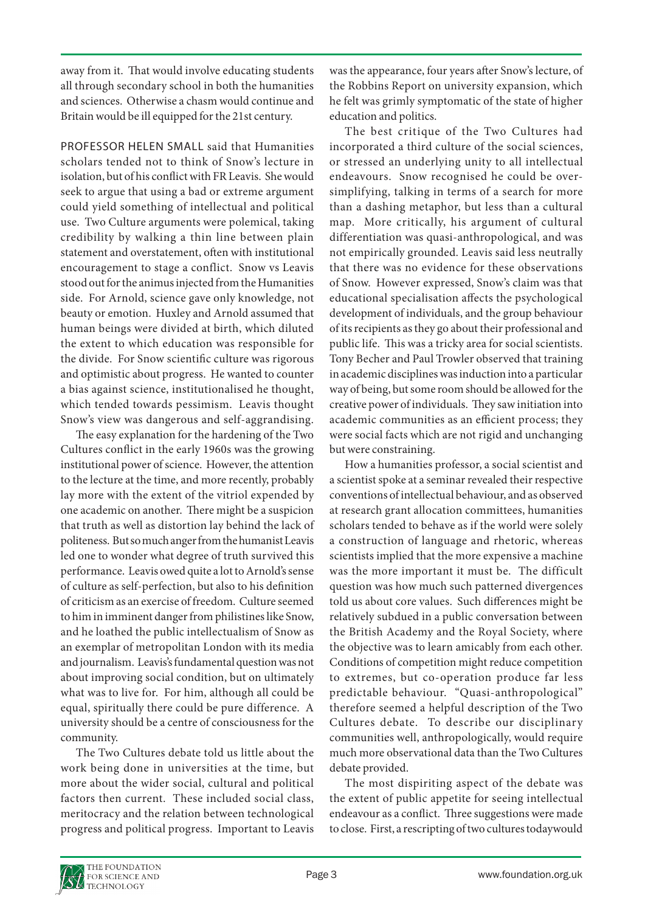away from it. That would involve educating students all through secondary school in both the humanities and sciences. Otherwise a chasm would continue and Britain would be ill equipped for the 21st century.

PROFESSOR HELEN SMALL said that Humanities scholars tended not to think of Snow's lecture in isolation, but of his conflict with FR Leavis. She would seek to argue that using a bad or extreme argument could yield something of intellectual and political use. Two Culture arguments were polemical, taking credibility by walking a thin line between plain statement and overstatement, often with institutional encouragement to stage a conflict. Snow vs Leavis stood out for the animus injected from the Humanities side. For Arnold, science gave only knowledge, not beauty or emotion. Huxley and Arnold assumed that human beings were divided at birth, which diluted the extent to which education was responsible for the divide. For Snow scientific culture was rigorous and optimistic about progress. He wanted to counter a bias against science, institutionalised he thought, which tended towards pessimism. Leavis thought Snow's view was dangerous and self-aggrandising.

The easy explanation for the hardening of the Two Cultures conflict in the early 1960s was the growing institutional power of science. However, the attention to the lecture at the time, and more recently, probably lay more with the extent of the vitriol expended by one academic on another. There might be a suspicion that truth as well as distortion lay behind the lack of politeness. But so much anger from the humanist Leavis led one to wonder what degree of truth survived this performance. Leavis owed quite a lot to Arnold's sense of culture as self-perfection, but also to his definition of criticism as an exercise of freedom. Culture seemed to him in imminent danger from philistines like Snow, and he loathed the public intellectualism of Snow as an exemplar of metropolitan London with its media and journalism. Leavis's fundamental question was not about improving social condition, but on ultimately what was to live for. For him, although all could be equal, spiritually there could be pure difference. A university should be a centre of consciousness for the community.

The Two Cultures debate told us little about the work being done in universities at the time, but more about the wider social, cultural and political factors then current. These included social class, meritocracy and the relation between technological progress and political progress. Important to Leavis was the appearance, four years after Snow's lecture, of the Robbins Report on university expansion, which he felt was grimly symptomatic of the state of higher education and politics.

The best critique of the Two Cultures had incorporated a third culture of the social sciences, or stressed an underlying unity to all intellectual endeavours. Snow recognised he could be over-simplifying, talking in terms of a search for more than a dashing metaphor, but less than a cultural map. More critically, his argument of cultural differentiation was quasi-anthropological, and was not empirically grounded. Leavis said less neutrally that there was no evidence for these observations of Snow. However expressed, Snow's claim was that educational specialisation affects the psychological development of individuals, and the group behaviour of its recipients as they go about their professional and public life. This was a tricky area for social scientists. Tony Becher and Paul Trowler observed that training in academic disciplines was induction into a particular way of being, but some room should be allowed for the creative power of individuals. They saw initiation into academic communities as an efficient process; they were social facts which are not rigid and unchanging but were constraining.

How a humanities professor, a social scientist and a scientist spoke at a seminar revealed their respective conventions of intellectual behaviour, and as observed at research grant allocation committees, humanities scholars tended to behave as if the world were solely a construction of language and rhetoric, whereas scientists implied that the more expensive a machine was the more important it must be. The difficult question was how much such patterned divergences told us about core values. Such differences might be relatively subdued in a public conversation between the British Academy and the Royal Society, where the objective was to learn amicably from each other. Conditions of competition might reduce competition to extremes, but co-operation produce far less predictable behaviour. "Quasi-anthropological" therefore seemed a helpful description of the Two Cultures debate. To describe our disciplinary communities well, anthropologically, would require much more observational data than the Two Cultures debate provided.

The most dispiriting aspect of the debate was the extent of public appetite for seeing intellectual endeavour as a conflict. Three suggestions were made to close. First, a rescripting of two cultures todaywould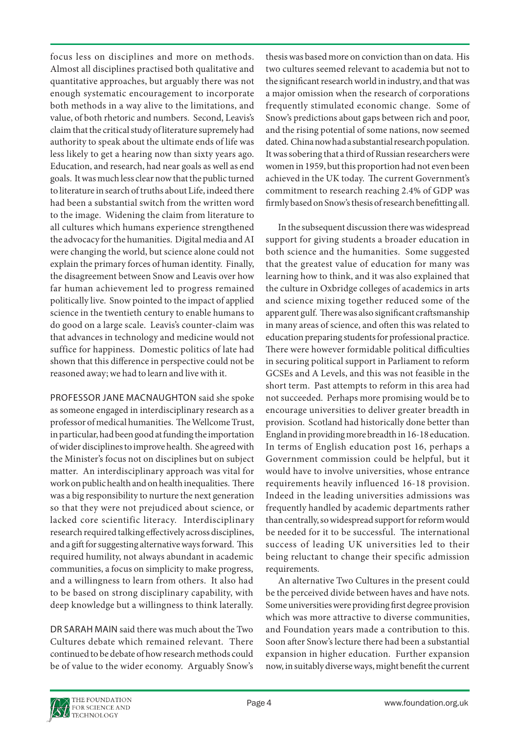focus less on disciplines and more on methods. Almost all disciplines practised both qualitative and quantitative approaches, but arguably there was not enough systematic encouragement to incorporate both methods in a way alive to the limitations, and value, of both rhetoric and numbers. Second, Leavis's claim that the critical study of literature supremely had authority to speak about the ultimate ends of life was less likely to get a hearing now than sixty years ago. Education, and research, had near goals as well as end goals. It was much less clear now that the public turned to literature in search of truths about Life, indeed there had been a substantial switch from the written word to the image. Widening the claim from literature to all cultures which humans experience strengthened the advocacy for the humanities. Digital media and AI were changing the world, but science alone could not explain the primary forces of human identity. Finally, the disagreement between Snow and Leavis over how far human achievement led to progress remained politically live. Snow pointed to the impact of applied science in the twentieth century to enable humans to do good on a large scale. Leavis's counter-claim was that advances in technology and medicine would not suffice for happiness. Domestic politics of late had shown that this difference in perspective could not be reasoned away; we had to learn and live with it.

PROFESSOR JANE MACNAUGHTON said she spoke as someone engaged in interdisciplinary research as a professor of medical humanities. The Wellcome Trust, in particular, had been good at funding the importation of wider disciplines to improve health. She agreed with the Minister's focus not on disciplines but on subject matter. An interdisciplinary approach was vital for work on public health and on health inequalities. There was a big responsibility to nurture the next generation so that they were not prejudiced about science, or lacked core scientific literacy. Interdisciplinary research required talking effectively across disciplines, and a gift for suggesting alternative ways forward. This required humility, not always abundant in academic communities, a focus on simplicity to make progress, and a willingness to learn from others. It also had to be based on strong disciplinary capability, with deep knowledge but a willingness to think laterally.

DR SARAH MAIN said there was much about the Two Cultures debate which remained relevant. There continued to be debate of how research methods could be of value to the wider economy. Arguably Snow's thesis was based more on conviction than on data. His two cultures seemed relevant to academia but not to the significant research world in industry, and that was a major omission when the research of corporations frequently stimulated economic change. Some of Snow's predictions about gaps between rich and poor, and the rising potential of some nations, now seemed dated. China now had a substantial research population. It was sobering that a third of Russian researchers were women in 1959, but this proportion had not even been achieved in the UK today. The current Government's commitment to research reaching 2.4% of GDP was firmly based on Snow's thesis of research benefitting all.

In the subsequent discussion there was widespread support for giving students a broader education in both science and the humanities. Some suggested that the greatest value of education for many was learning how to think, and it was also explained that the culture in Oxbridge colleges of academics in arts and science mixing together reduced some of the apparent gulf. There was also significant craftsmanship in many areas of science, and often this was related to education preparing students for professional practice. There were however formidable political difficulties in securing political support in Parliament to reform GCSEs and A Levels, and this was not feasible in the short term. Past attempts to reform in this area had not succeeded. Perhaps more promising would be to encourage universities to deliver greater breadth in provision. Scotland had historically done better than England in providing more breadth in 16-18 education. In terms of English education post 16, perhaps a Government commission could be helpful, but it would have to involve universities, whose entrance requirements heavily influenced 16-18 provision. Indeed in the leading universities admissions was frequently handled by academic departments rather than centrally, so widespread support for reform would be needed for it to be successful. The international success of leading UK universities led to their being reluctant to change their specific admission requirements.

An alternative Two Cultures in the present could be the perceived divide between haves and have nots. Some universities were providing first degree provision which was more attractive to diverse communities, and Foundation years made a contribution to this. Soon after Snow's lecture there had been a substantial expansion in higher education. Further expansion now, in suitably diverse ways, might benefit the current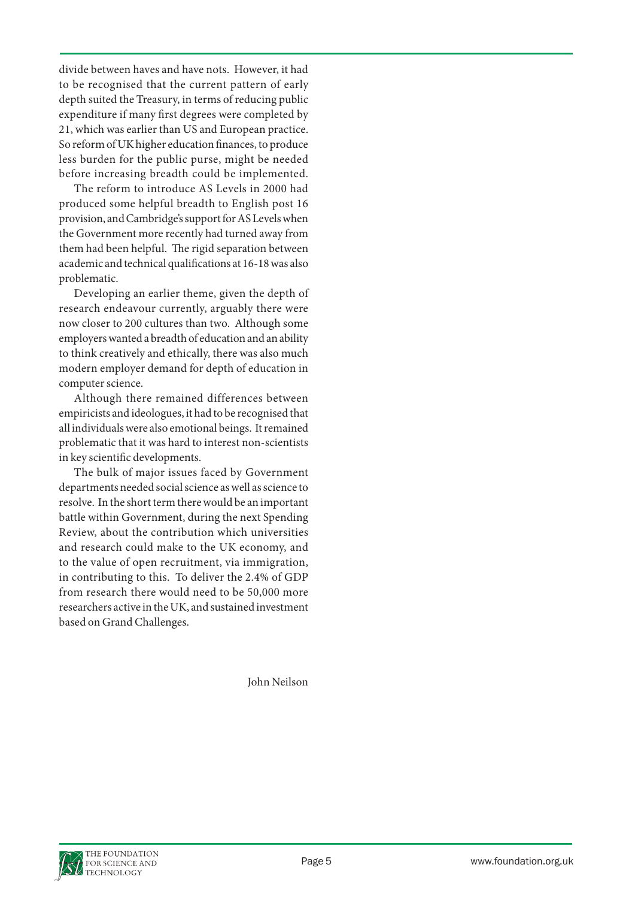divide between haves and have nots. However, it had to be recognised that the current pattern of early depth suited the Treasury, in terms of reducing public expenditure if many first degrees were completed by 21, which was earlier than US and European practice. So reform of UK higher education finances, to produce less burden for the public purse, might be needed before increasing breadth could be implemented.

The reform to introduce AS Levels in 2000 had produced some helpful breadth to English post 16 provision, and Cambridge's support for AS Levels when the Government more recently had turned away from them had been helpful. The rigid separation between academic and technical qualifications at 16-18 was also problematic.

Developing an earlier theme, given the depth of research endeavour currently, arguably there were now closer to 200 cultures than two. Although some employers wanted a breadth of education and an ability to think creatively and ethically, there was also much modern employer demand for depth of education in computer science.

Although there remained differences between empiricists and ideologues, it had to be recognised that all individuals were also emotional beings. It remained problematic that it was hard to interest non-scientists in key scientific developments.

The bulk of major issues faced by Government departments needed social science as well as science to resolve. In the short term there would be an important battle within Government, during the next Spending Review, about the contribution which universities and research could make to the UK economy, and to the value of open recruitment, via immigration, in contributing to this. To deliver the 2.4% of GDP from research there would need to be 50,000 more researchers active in the UK, and sustained investment based on Grand Challenges.

John Neilson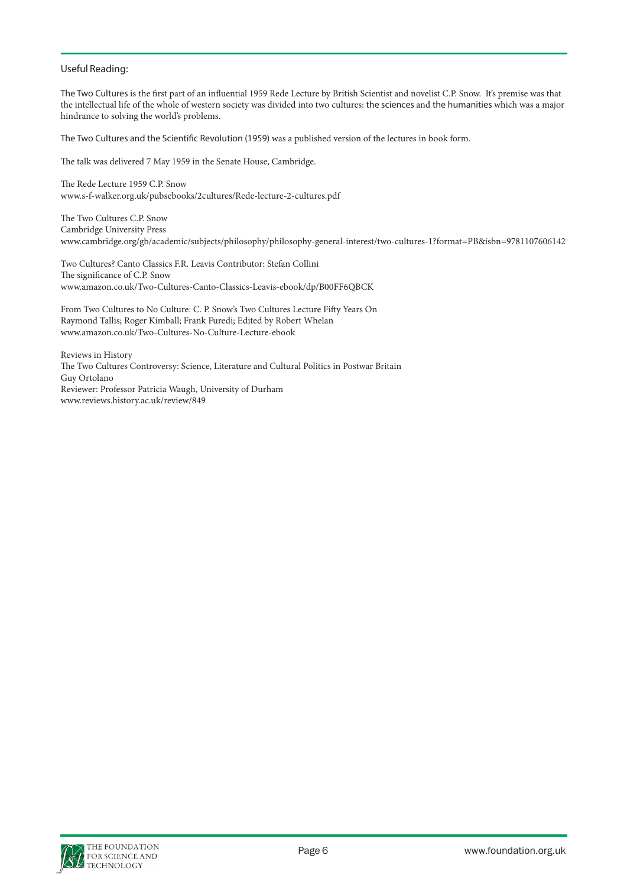## Useful Reading:

The Two Cultures is the first part of an influential 1959 Rede Lecture by British Scientist and novelist C.P. Snow. It's premise was that the intellectual life of the whole of western society was divided into two cultures: the sciences and the humanities which was a major hindrance to solving the world's problems.

The Two Cultures and the Scientific Revolution (1959) was a published version of the lectures in book form.

The talk was delivered 7 May 1959 in the Senate House, Cambridge.

The Rede Lecture 1959 C.P. Snow
www.s-f-walker.org.uk/pubsebooks/2cultures/Rede-lecture-2-cultures.pdf

The Two Cultures C.P. Snow
Cambridge University Press
www.cambridge.org/gb/academic/subjects/philosophy/philosophy-general-interest/two-cultures-1?format=PB&isbn=9781107606142

Two Cultures? Canto Classics F.R. Leavis Contributor: Stefan Collini
The significance of C.P. Snow
www.amazon.co.uk/Two-Cultures-Canto-Classics-Leavis-ebook/dp/B00FF6QBCK

From Two Cultures to No Culture: C. P. Snow's Two Cultures Lecture Fifty Years On
Raymond Tallis; Roger Kimball; Frank Furedi; Edited by Robert Whelan
www.amazon.co.uk/Two-Cultures-No-Culture-Lecture-ebook

Reviews in History
The Two Cultures Controversy: Science, Literature and Cultural Politics in Postwar Britain
Guy Ortolano
Reviewer: Professor Patricia Waugh, University of Durham
www.reviews.history.ac.uk/review/849